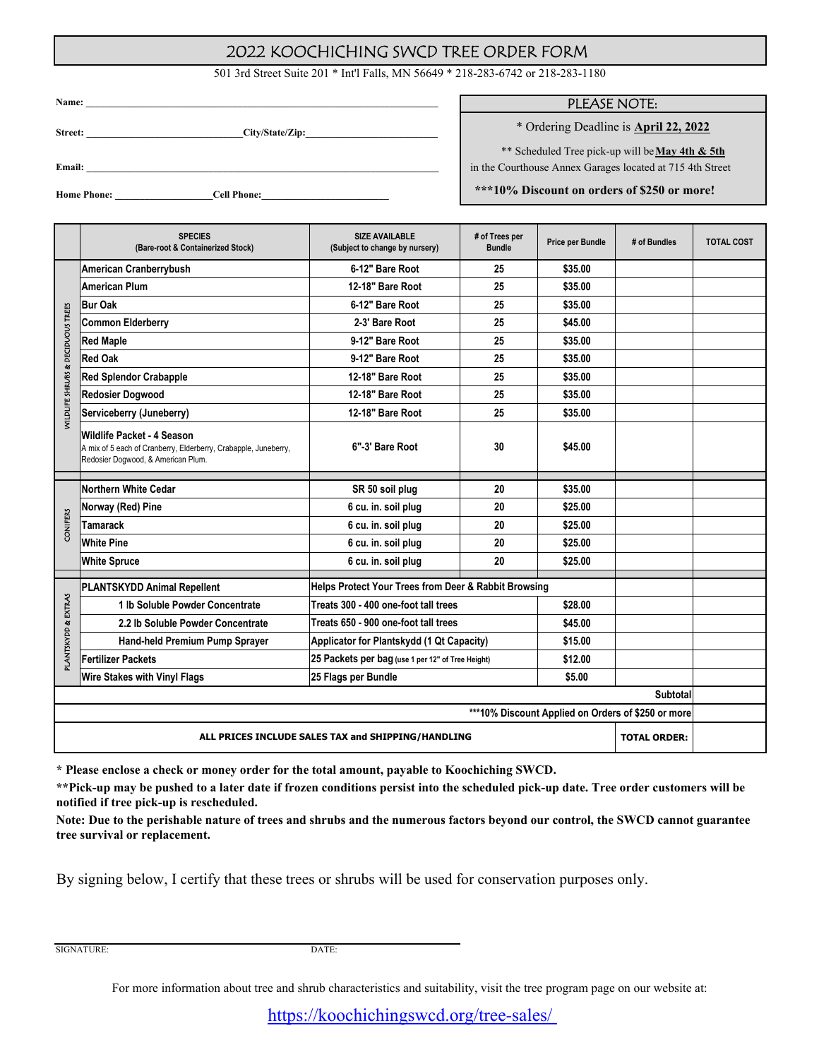# 2022 KOOCHICHING SWCD TREE ORDER FORM

501 3rd Street Suite 201 * Int'l Falls, MN 56649 * 218-283-6742 or 218-283-1180

**Name:** ____________________________________________

**Street:** ______________________ **City/State/Zip:** ______________________

**Email:** ____________________________________________

**Home Phone:** ______________ **Cell Phone:** ______________________

## PLEASE NOTE:

* Ordering Deadline is **April 22, 2022**

** Scheduled Tree pick-up will be **May 4th & 5th** in the Courthouse Annex Garages located at 715 4th Street

***10% Discount on orders of $250 or more!**

| | SPECIES (Bare-root & Containerized Stock) | SIZE AVAILABLE (Subject to change by nursery) | # of Trees per Bundle | Price per Bundle | # of Bundles | TOTAL COST |
|---|---|---|---|---|---|---|
| WILDLIFE SHRUBS & DECIDUOUS TREES | American Cranberrybush | 6-12" Bare Root | 25 | $35.00 | | |
| | American Plum | 12-18" Bare Root | 25 | $35.00 | | |
| | Bur Oak | 6-12" Bare Root | 25 | $35.00 | | |
| | Common Elderberry | 2-3' Bare Root | 25 | $45.00 | | |
| | Red Maple | 9-12" Bare Root | 25 | $35.00 | | |
| | Red Oak | 9-12" Bare Root | 25 | $35.00 | | |
| | Red Splendor Crabapple | 12-18" Bare Root | 25 | $35.00 | | |
| | Redosier Dogwood | 12-18" Bare Root | 25 | $35.00 | | |
| | Serviceberry (Juneberry) | 12-18" Bare Root | 25 | $35.00 | | |
| | Wildlife Packet - 4 Season<br>A mix of 5 each of Cranberry, Elderberry, Crabapple, Juneberry, Redosier Dogwood, & American Plum. | 6"-3' Bare Root | 30 | $45.00 | | |
| CONIFERS | Northern White Cedar | SR 50 soil plug | 20 | $35.00 | | |
| | Norway (Red) Pine | 6 cu. in. soil plug | 20 | $25.00 | | |
| | Tamarack | 6 cu. in. soil plug | 20 | $25.00 | | |
| | White Pine | 6 cu. in. soil plug | 20 | $25.00 | | |
| | White Spruce | 6 cu. in. soil plug | 20 | $25.00 | | |
| PLANTSKYDD & EXTRAS | PLANTSKYDD Animal Repellent | Helps Protect Your Trees from Deer & Rabbit Browsing | | | | |
| | 1 lb Soluble Powder Concentrate | Treats 300 - 400 one-foot tall trees | | $28.00 | | |
| | 2.2 lb Soluble Powder Concentrate | Treats 650 - 900 one-foot tall trees | | $45.00 | | |
| | Hand-held Premium Pump Sprayer | Applicator for Plantskydd (1 Qt Capacity) | | $15.00 | | |
| | Fertilizer Packets | 25 Packets per bag (use 1 per 12" of Tree Height) | | $12.00 | | |
| | Wire Stakes with Vinyl Flags | 25 Flags per Bundle | | $5.00 | | |
| | | | | | Subtotal | |
| | | | | | ***10% Discount Applied on Orders of $250 or more | |
| | ALL PRICES INCLUDE SALES TAX and SHIPPING/HANDLING | | | | TOTAL ORDER: | |

*** Please enclose a check or money order for the total amount, payable to Koochiching SWCD.**

****Pick-up may be pushed to a later date if frozen conditions persist into the scheduled pick-up date. Tree order customers will be notified if tree pick-up is rescheduled.**

**Note: Due to the perishable nature of trees and shrubs and the numerous factors beyond our control, the SWCD cannot guarantee tree survival or replacement.**

By signing below, I certify that these trees or shrubs will be used for conservation purposes only.

SIGNATURE: ______________________ DATE: ______________

For more information about tree and shrub characteristics and suitability, visit the tree program page on our website at:

https://koochichingswcd.org/tree-sales/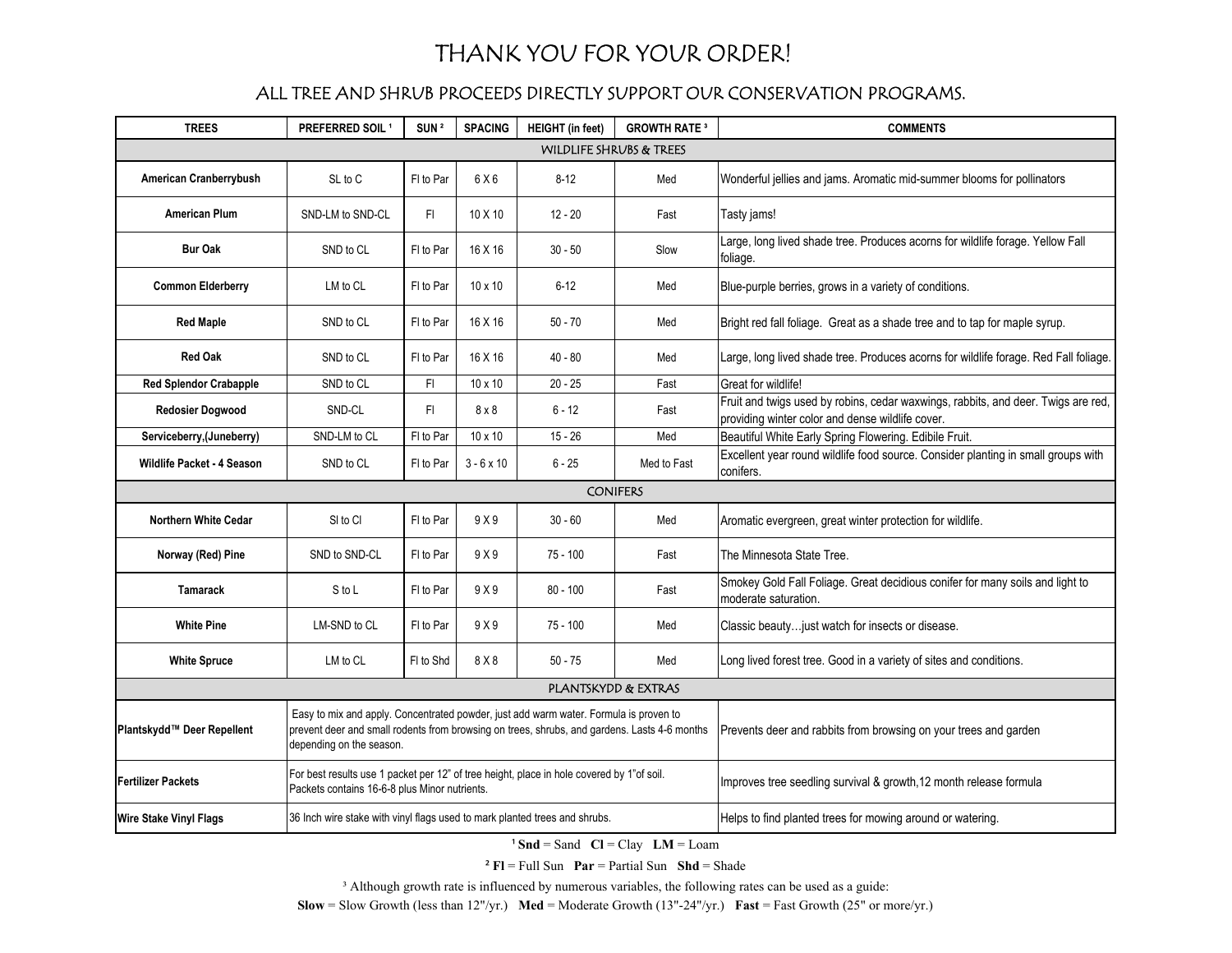# THANK YOU FOR YOUR ORDER!

## ALL TREE AND SHRUB PROCEEDS DIRECTLY SUPPORT OUR CONSERVATION PROGRAMS.

| TREES | PREFERRED SOIL [1] | SUN [2] | SPACING | HEIGHT (in feet) | GROWTH RATE [3] | COMMENTS |
|---|---|---|---|---|---|---|
| WILDLIFE SHRUBS & TREES | | | | | | |
| **American Cranberrybush** | SL to C | Fl to Par | 6 X 6 | 8-12 | Med | Wonderful jellies and jams. Aromatic mid-summer blooms for pollinators |
| **American Plum** | SND-LM to SND-CL | Fl | 10 X 10 | 12 - 20 | Fast | Tasty jams! |
| **Bur Oak** | SND to CL | Fl to Par | 16 X 16 | 30 - 50 | Slow | Large, long lived shade tree. Produces acorns for wildlife forage. Yellow Fall foliage. |
| **Common Elderberry** | LM to CL | Fl to Par | 10 x 10 | 6-12 | Med | Blue-purple berries, grows in a variety of conditions. |
| **Red Maple** | SND to CL | Fl to Par | 16 X 16 | 50 - 70 | Med | Bright red fall foliage. Great as a shade tree and to tap for maple syrup. |
| **Red Oak** | SND to CL | Fl to Par | 16 X 16 | 40 - 80 | Med | Large, long lived shade tree. Produces acorns for wildlife forage. Red Fall foliage. |
| **Red Splendor Crabapple** | SND to CL | Fl | 10 x 10 | 20 - 25 | Fast | Great for wildlife! |
| **Redosier Dogwood** | SND-CL | Fl | 8 x 8 | 6 - 12 | Fast | Fruit and twigs used by robins, cedar waxwings, rabbits, and deer. Twigs are red, providing winter color and dense wildlife cover. |
| **Serviceberry,(Juneberry)** | SND-LM to CL | Fl to Par | 10 x 10 | 15 - 26 | Med | Beautiful White Early Spring Flowering. Edibile Fruit. |
| **Wildlife Packet - 4 Season** | SND to CL | Fl to Par | 3 - 6 x 10 | 6 - 25 | Med to Fast | Excellent year round wildlife food source. Consider planting in small groups with conifers. |
| CONIFERS | | | | | | |
| **Northern White Cedar** | Sl to Cl | Fl to Par | 9 X 9 | 30 - 60 | Med | Aromatic evergreen, great winter protection for wildlife. |
| **Norway (Red) Pine** | SND to SND-CL | Fl to Par | 9 X 9 | 75 - 100 | Fast | The Minnesota State Tree. |
| **Tamarack** | S to L | Fl to Par | 9 X 9 | 80 - 100 | Fast | Smokey Gold Fall Foliage. Great decidious conifer for many soils and light to moderate saturation. |
| **White Pine** | LM-SND to CL | Fl to Par | 9 X 9 | 75 - 100 | Med | Classic beauty…just watch for insects or disease. |
| **White Spruce** | LM to CL | Fl to Shd | 8 X 8 | 50 - 75 | Med | Long lived forest tree. Good in a variety of sites and conditions. |
| PLANTSKYDD & EXTRAS | | | | | | |
| **Plantskydd™ Deer Repellent** | Easy to mix and apply. Concentrated powder, just add warm water. Formula is proven to prevent deer and small rodents from browsing on trees, shrubs, and gardens. Lasts 4-6 months depending on the season. | | | | | Prevents deer and rabbits from browsing on your trees and garden |
| **Fertilizer Packets** | For best results use 1 packet per 12" of tree height, place in hole covered by 1"of soil. Packets contains 16-6-8 plus Minor nutrients. | | | | | Improves tree seedling survival & growth,12 month release formula |
| **Wire Stake Vinyl Flags** | 36 Inch wire stake with vinyl flags used to mark planted trees and shrubs. | | | | | Helps to find planted trees for mowing around or watering. |

[1] **Snd** = Sand **Cl** = Clay **LM** = Loam

[2] **Fl** = Full Sun **Par** = Partial Sun **Shd** = Shade

[3] Although growth rate is influenced by numerous variables, the following rates can be used as a guide:

**Slow** = Slow Growth (less than 12"/yr.) **Med** = Moderate Growth (13"-24"/yr.) **Fast** = Fast Growth (25" or more/yr.)